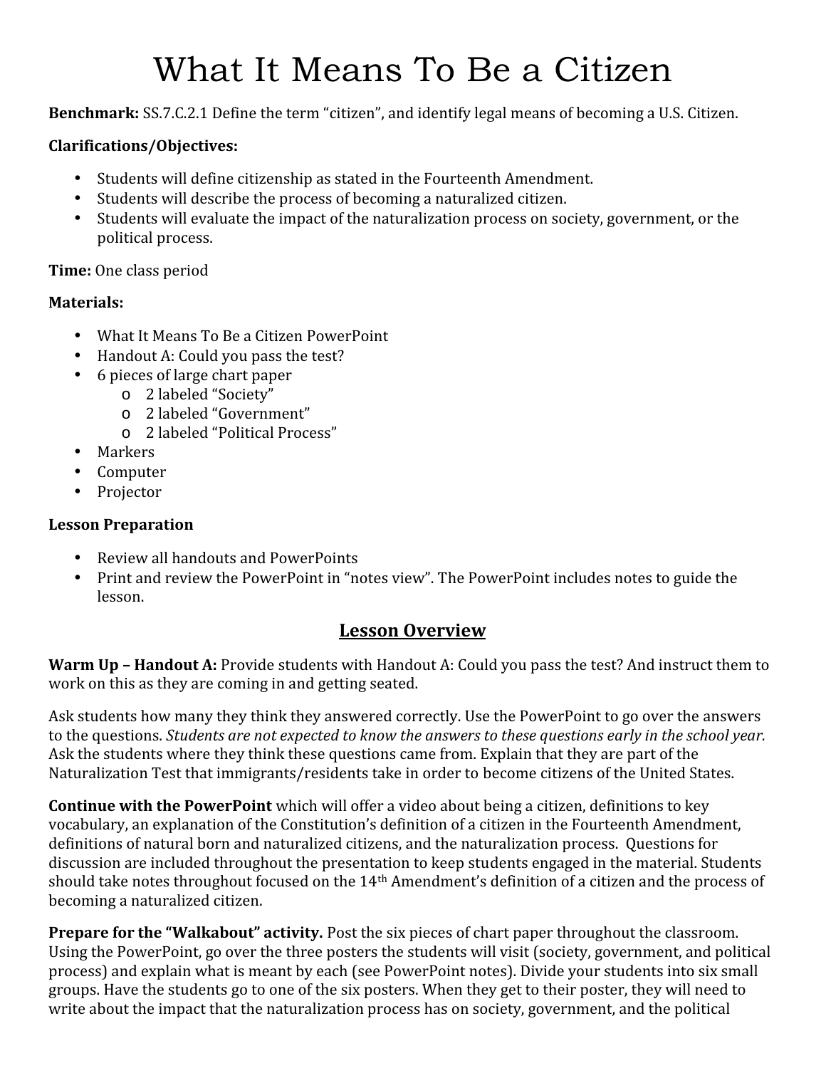# What It Means To Be a Citizen

**Benchmark:** SS.7.C.2.1 Define the term "citizen", and identify legal means of becoming a U.S. Citizen.

**Clarifications/Objectives:**

- Students will define citizenship as stated in the Fourteenth Amendment.
- Students will describe the process of becoming a naturalized citizen.
- Students will evaluate the impact of the naturalization process on society, government, or the political process.

**Time:** One class period

**Materials:**

- What It Means To Be a Citizen PowerPoint
- Handout A: Could you pass the test?
- 6 pieces of large chart paper
  - 2 labeled "Society"
  - 2 labeled "Government"
  - 2 labeled "Political Process"
- Markers
- Computer
- Projector

**Lesson Preparation**

- Review all handouts and PowerPoints
- Print and review the PowerPoint in "notes view". The PowerPoint includes notes to guide the lesson.

## Lesson Overview

**Warm Up – Handout A:** Provide students with Handout A: Could you pass the test? And instruct them to work on this as they are coming in and getting seated.

Ask students how many they think they answered correctly. Use the PowerPoint to go over the answers to the questions. *Students are not expected to know the answers to these questions early in the school year.* Ask the students where they think these questions came from. Explain that they are part of the Naturalization Test that immigrants/residents take in order to become citizens of the United States.

**Continue with the PowerPoint** which will offer a video about being a citizen, definitions to key vocabulary, an explanation of the Constitution's definition of a citizen in the Fourteenth Amendment, definitions of natural born and naturalized citizens, and the naturalization process. Questions for discussion are included throughout the presentation to keep students engaged in the material. Students should take notes throughout focused on the 14th Amendment's definition of a citizen and the process of becoming a naturalized citizen.

**Prepare for the "Walkabout" activity.** Post the six pieces of chart paper throughout the classroom. Using the PowerPoint, go over the three posters the students will visit (society, government, and political process) and explain what is meant by each (see PowerPoint notes). Divide your students into six small groups. Have the students go to one of the six posters. When they get to their poster, they will need to write about the impact that the naturalization process has on society, government, and the political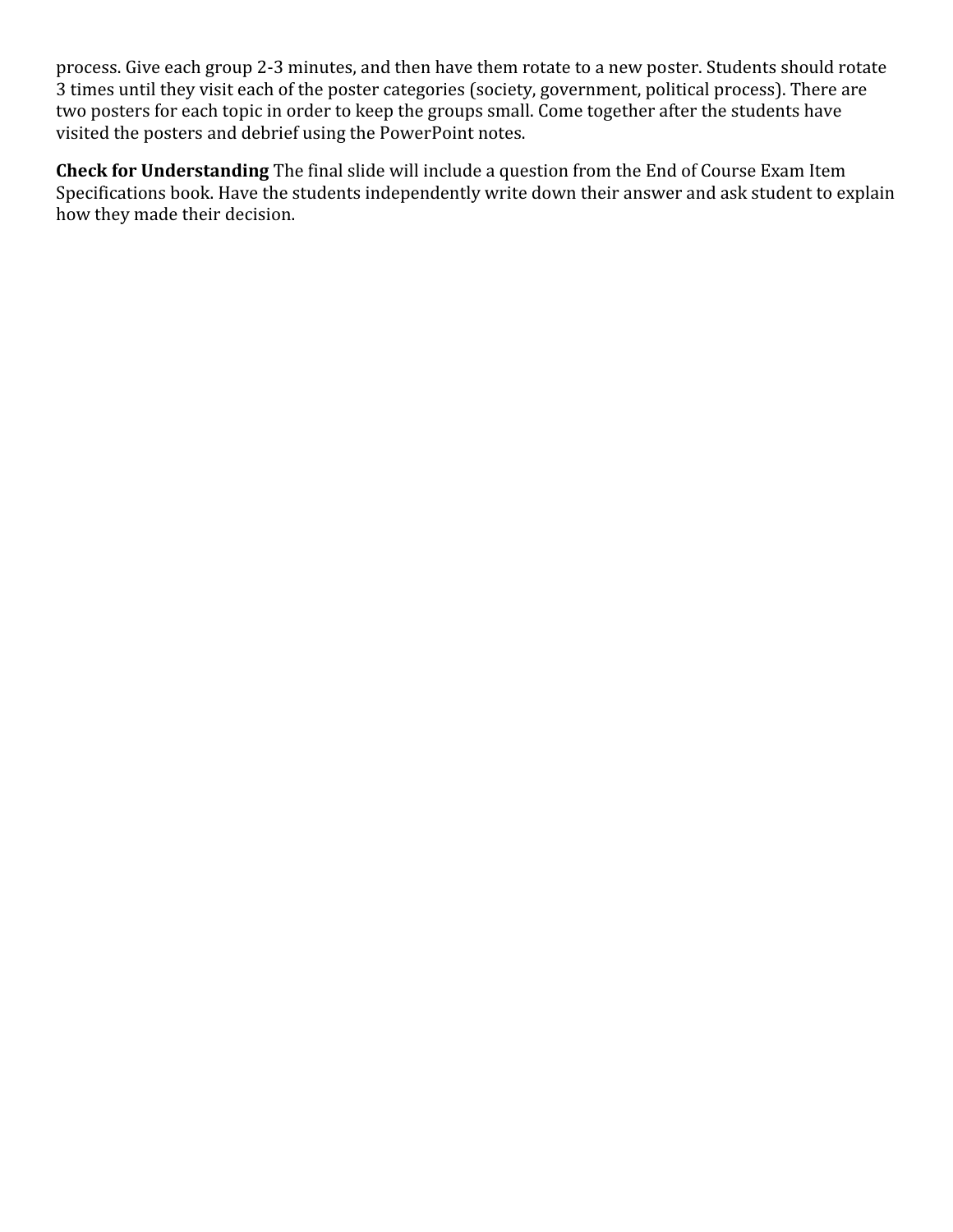process. Give each group 2-3 minutes, and then have them rotate to a new poster. Students should rotate 3 times until they visit each of the poster categories (society, government, political process). There are two posters for each topic in order to keep the groups small. Come together after the students have visited the posters and debrief using the PowerPoint notes.

**Check for Understanding** The final slide will include a question from the End of Course Exam Item Specifications book. Have the students independently write down their answer and ask student to explain how they made their decision.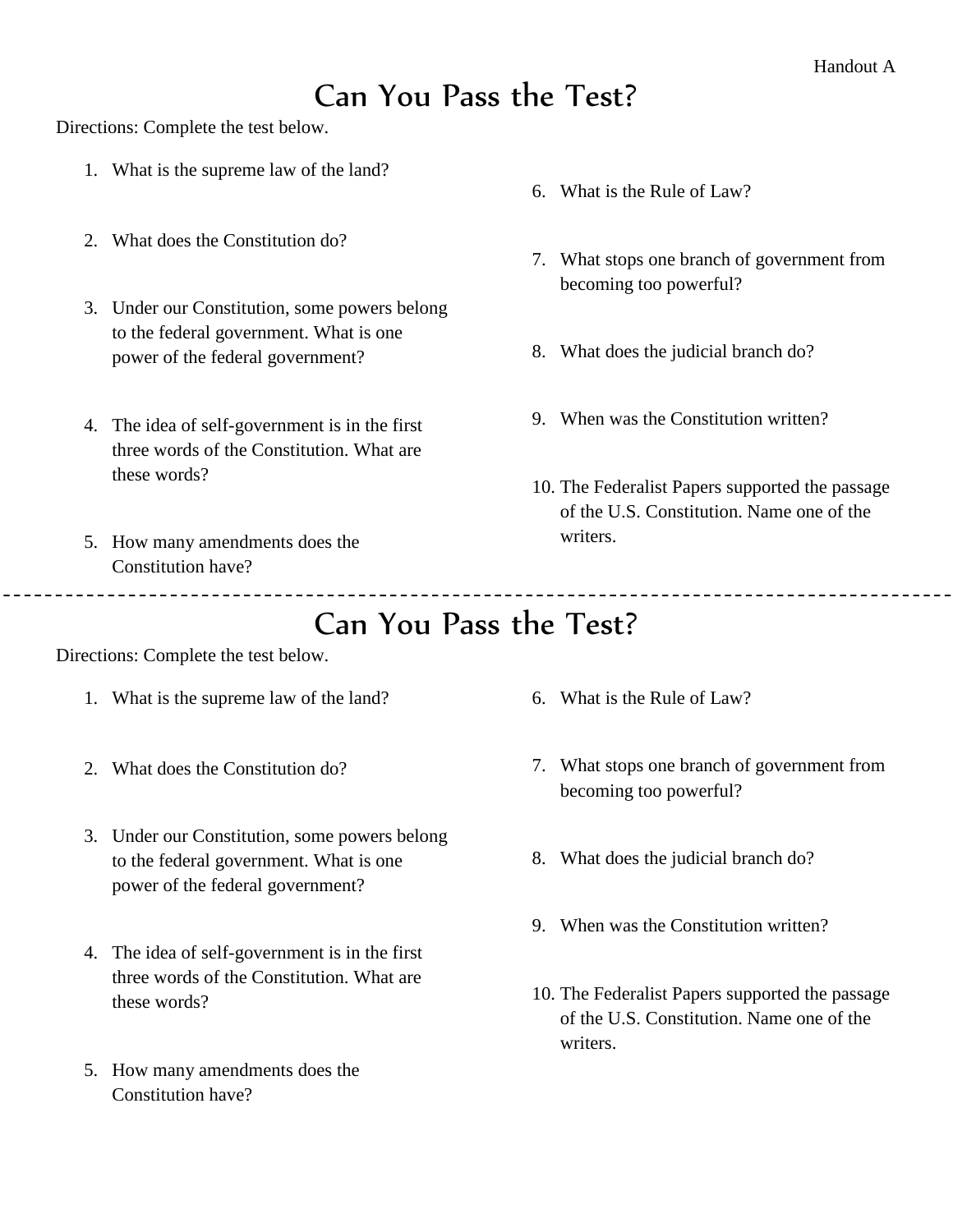Handout A

# Can You Pass the Test?

Directions: Complete the test below.

1. What is the supreme law of the land?
2. What does the Constitution do?
3. Under our Constitution, some powers belong to the federal government. What is one power of the federal government?
4. The idea of self-government is in the first three words of the Constitution. What are these words?
5. How many amendments does the Constitution have?
6. What is the Rule of Law?
7. What stops one branch of government from becoming too powerful?
8. What does the judicial branch do?
9. When was the Constitution written?
10. The Federalist Papers supported the passage of the U.S. Constitution. Name one of the writers.

---

# Can You Pass the Test?

Directions: Complete the test below.

1. What is the supreme law of the land?
2. What does the Constitution do?
3. Under our Constitution, some powers belong to the federal government. What is one power of the federal government?
4. The idea of self-government is in the first three words of the Constitution. What are these words?
5. How many amendments does the Constitution have?
6. What is the Rule of Law?
7. What stops one branch of government from becoming too powerful?
8. What does the judicial branch do?
9. When was the Constitution written?
10. The Federalist Papers supported the passage of the U.S. Constitution. Name one of the writers.